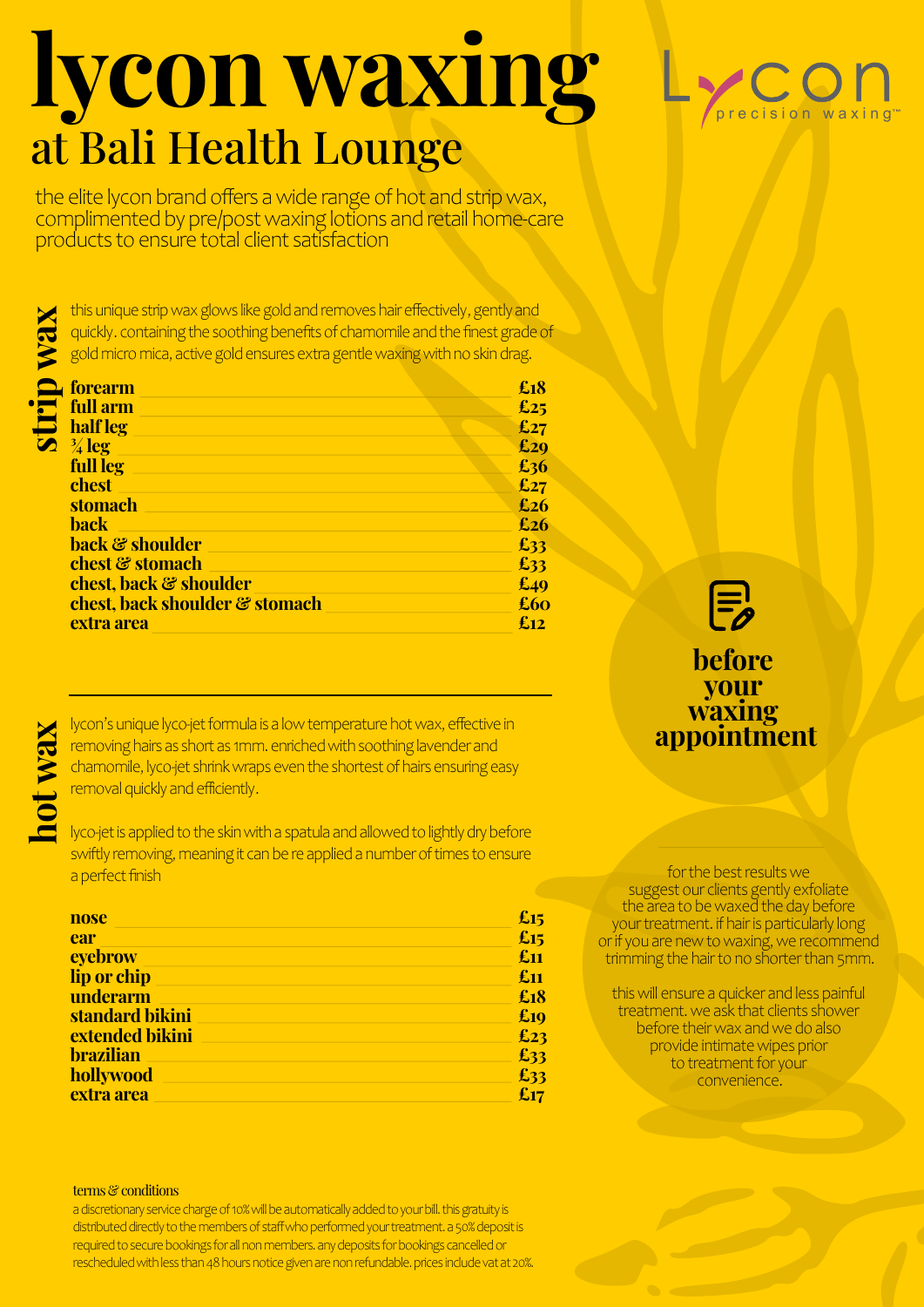# lycon waxing

## at Bali Health Lounge

Lycon precision waxing™

the elite lycon brand offers a wide range of hot and strip wax, complimented by pre/post waxing lotions and retail home-care products to ensure total client satisfaction

## strip wax

this unique strip wax glows like gold and removes hair effectively, gently and quickly. containing the soothing benefits of chamomile and the finest grade of gold micro mica, active gold ensures extra gentle waxing with no skin drag.

| Treatment | Price |
|---|---|
| **forearm** | **£18** |
| **full arm** | **£25** |
| **half leg** | **£27** |
| **¾ leg** | **£29** |
| **full leg** | **£36** |
| **chest** | **£27** |
| **stomach** | **£26** |
| **back** | **£26** |
| **back & shoulder** | **£33** |
| **chest & stomach** | **£33** |
| **chest, back & shoulder** | **£49** |
| **chest, back shoulder & stomach** | **£60** |
| **extra area** | **£12** |

## hot wax

lycon's unique lyco-jet formula is a low temperature hot wax, effective in removing hairs as short as 1mm. enriched with soothing lavender and chamomile, lyco-jet shrink wraps even the shortest of hairs ensuring easy removal quickly and efficiently.

lyco-jet is applied to the skin with a spatula and allowed to lightly dry before swiftly removing, meaning it can be re applied a number of times to ensure a perfect finish

| Treatment | Price |
|---|---|
| **nose** | **£15** |
| **ear** | **£15** |
| **eyebrow** | **£11** |
| **lip or chip** | **£11** |
| **underarm** | **£18** |
| **standard bikini** | **£19** |
| **extended bikini** | **£23** |
| **brazilian** | **£33** |
| **hollywood** | **£33** |
| **extra area** | **£17** |

## before your waxing appointment

for the best results we suggest our clients gently exfoliate the area to be waxed the day before your treatment. if hair is particularly long or if you are new to waxing, we recommend trimming the hair to no shorter than 5mm.

this will ensure a quicker and less painful treatment. we ask that clients shower before their wax and we do also provide intimate wipes prior to treatment for your convenience.

**terms & conditions**

a discretionary service charge of 10% will be automatically added to your bill. this gratuity is distributed directly to the members of staff who performed your treatment. a 50% deposit is required to secure bookings for all non members. any deposits for bookings cancelled or rescheduled with less than 48 hours notice given are non refundable. prices include vat at 20%.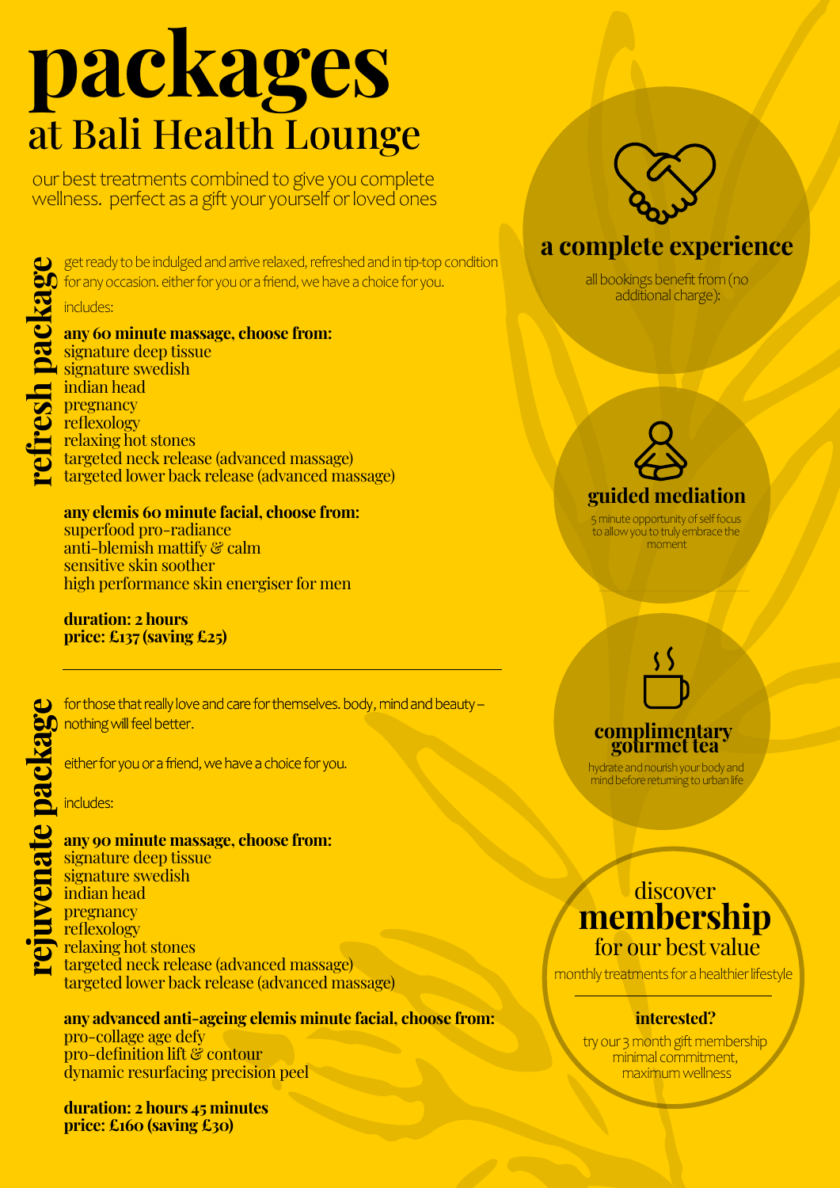# packages
## at Bali Health Lounge

our best treatments combined to give you complete wellness. perfect as a gift your yourself or loved ones

## refresh package

get ready to be indulged and arrive relaxed, refreshed and in tip-top condition for any occasion. either for you or a friend, we have a choice for you.

includes:

**any 60 minute massage, choose from:**
signature deep tissue
signature swedish
indian head
pregnancy
reflexology
relaxing hot stones
targeted neck release (advanced massage)
targeted lower back release (advanced massage)

**any elemis 60 minute facial, choose from:**
superfood pro-radiance
anti-blemish mattify & calm
sensitive skin soother
high performance skin energiser for men

**duration: 2 hours**
**price: £137 (saving £25)**

---

## rejuvenate package

for those that really love and care for themselves. body, mind and beauty – nothing will feel better.

either for you or a friend, we have a choice for you.

includes:

**any 90 minute massage, choose from:**
signature deep tissue
signature swedish
indian head
pregnancy
reflexology
relaxing hot stones
targeted neck release (advanced massage)
targeted lower back release (advanced massage)

**any advanced anti-ageing elemis minute facial, choose from:**
pro-collage age defy
pro-definition lift & contour
dynamic resurfacing precision peel

**duration: 2 hours 45 minutes**
**price: £160 (saving £30)**

## a complete experience

all bookings benefit from (no additional charge):

### guided mediation

5 minute opportunity of self focus to allow you to truly embrace the moment

### complimentary gourmet tea

hydrate and nourish your body and mind before returning to urban life

## discover membership for our best value

monthly treatments for a healthier lifestyle

**interested?**

try our 3 month gift membership
minimal commitment,
maximum wellness